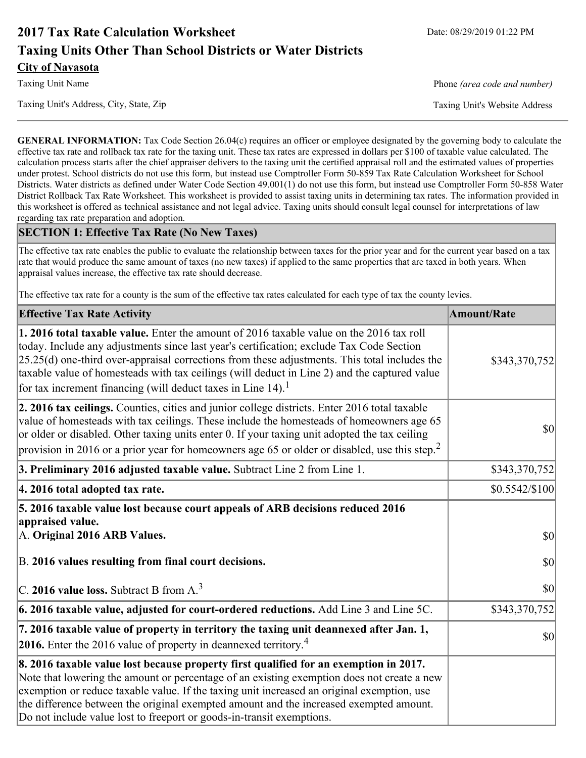# 2017 Tax Rate Calculation Worksheet

Date: 08/29/2019 01:22 PM

## Taxing Units Other Than School Districts or Water Districts

**City of Navasota**

Taxing Unit Name

Phone *(area code and number)*

Taxing Unit's Address, City, State, Zip

Taxing Unit's Website Address

**GENERAL INFORMATION:** Tax Code Section 26.04(c) requires an officer or employee designated by the governing body to calculate the effective tax rate and rollback tax rate for the taxing unit. These tax rates are expressed in dollars per $100 of taxable value calculated. The calculation process starts after the chief appraiser delivers to the taxing unit the certified appraisal roll and the estimated values of properties under protest. School districts do not use this form, but instead use Comptroller Form 50-859 Tax Rate Calculation Worksheet for School Districts. Water districts as defined under Water Code Section 49.001(1) do not use this form, but instead use Comptroller Form 50-858 Water District Rollback Tax Rate Worksheet. This worksheet is provided to assist taxing units in determining tax rates. The information provided in this worksheet is offered as technical assistance and not legal advice. Taxing units should consult legal counsel for interpretations of law regarding tax rate preparation and adoption.

### SECTION 1: Effective Tax Rate (No New Taxes)

The effective tax rate enables the public to evaluate the relationship between taxes for the prior year and for the current year based on a tax rate that would produce the same amount of taxes (no new taxes) if applied to the same properties that are taxed in both years. When appraisal values increase, the effective tax rate should decrease.

The effective tax rate for a county is the sum of the effective tax rates calculated for each type of tax the county levies.

| Effective Tax Rate Activity | Amount/Rate |
|---|---|
| **1. 2016 total taxable value.** Enter the amount of 2016 taxable value on the 2016 tax roll today. Include any adjustments since last year's certification; exclude Tax Code Section 25.25(d) one-third over-appraisal corrections from these adjustments. This total includes the taxable value of homesteads with tax ceilings (will deduct in Line 2) and the captured value for tax increment financing (will deduct taxes in Line 14).[1] | $343,370,752 |
| **2. 2016 tax ceilings.** Counties, cities and junior college districts. Enter 2016 total taxable value of homesteads with tax ceilings. These include the homesteads of homeowners age 65 or older or disabled. Other taxing units enter 0. If your taxing unit adopted the tax ceiling provision in 2016 or a prior year for homeowners age 65 or older or disabled, use this step.[2] | $0 |
| **3. Preliminary 2016 adjusted taxable value.** Subtract Line 2 from Line 1. | $343,370,752 |
| **4. 2016 total adopted tax rate.** | $0.5542/$100 |
| **5. 2016 taxable value lost because court appeals of ARB decisions reduced 2016 appraised value.** | |
| A. **Original 2016 ARB Values.** | $0 |
| B. **2016 values resulting from final court decisions.** | $0 |
| C. **2016 value loss.** Subtract B from A.[3] | $0 |
| **6. 2016 taxable value, adjusted for court-ordered reductions.** Add Line 3 and Line 5C. | $343,370,752 |
| **7. 2016 taxable value of property in territory the taxing unit deannexed after Jan. 1, 2016.** Enter the 2016 value of property in deannexed territory.[4] | $0 |
| **8. 2016 taxable value lost because property first qualified for an exemption in 2017.** Note that lowering the amount or percentage of an existing exemption does not create a new exemption or reduce taxable value. If the taxing unit increased an original exemption, use the difference between the original exempted amount and the increased exempted amount. Do not include value lost to freeport or goods-in-transit exemptions. | |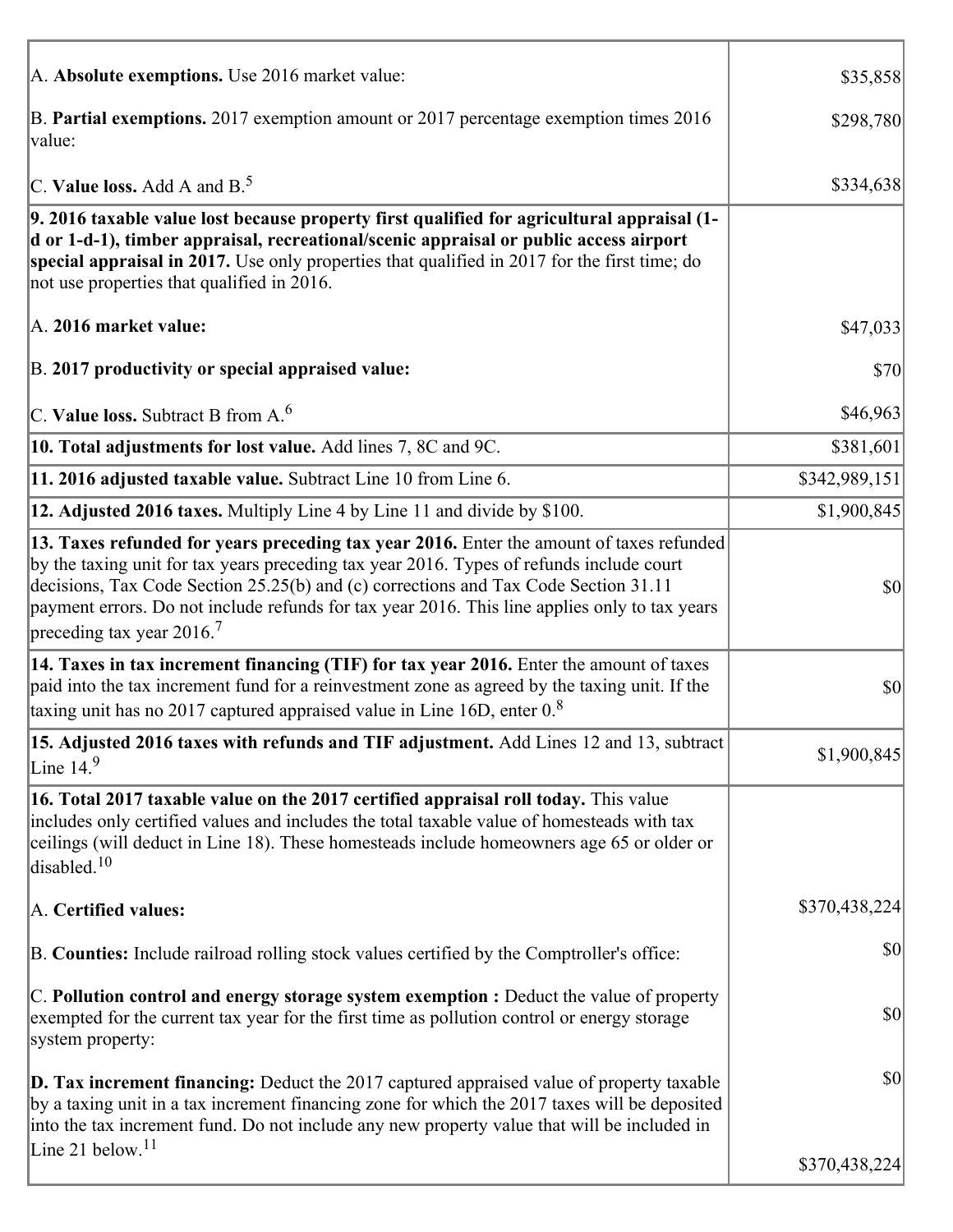| | |
|---|---|
| A. **Absolute exemptions.** Use 2016 market value: | $35,858 |
| B. **Partial exemptions.** 2017 exemption amount or 2017 percentage exemption times 2016 value: | $298,780 |
| C. **Value loss.** Add A and B.[5] | $334,638 |
| **9. 2016 taxable value lost because property first qualified for agricultural appraisal (1-d or 1-d-1), timber appraisal, recreational/scenic appraisal or public access airport special appraisal in 2017.** Use only properties that qualified in 2017 for the first time; do not use properties that qualified in 2016.<br><br>A. **2016 market value:**<br><br>B. **2017 productivity or special appraised value:**<br><br>C. **Value loss.** Subtract B from A.[6] | <br><br><br><br>$47,033<br><br>$70<br><br>$46,963 |
| **10. Total adjustments for lost value.** Add lines 7, 8C and 9C. | $381,601 |
| **11. 2016 adjusted taxable value.** Subtract Line 10 from Line 6. | $342,989,151 |
| **12. Adjusted 2016 taxes.** Multiply Line 4 by Line 11 and divide by $100. | $1,900,845 |
| **13. Taxes refunded for years preceding tax year 2016.** Enter the amount of taxes refunded by the taxing unit for tax years preceding tax year 2016. Types of refunds include court decisions, Tax Code Section 25.25(b) and (c) corrections and Tax Code Section 31.11 payment errors. Do not include refunds for tax year 2016. This line applies only to tax years preceding tax year 2016.[7] | $0 |
| **14. Taxes in tax increment financing (TIF) for tax year 2016.** Enter the amount of taxes paid into the tax increment fund for a reinvestment zone as agreed by the taxing unit. If the taxing unit has no 2017 captured appraised value in Line 16D, enter 0.[8] | $0 |
| **15. Adjusted 2016 taxes with refunds and TIF adjustment.** Add Lines 12 and 13, subtract Line 14.[9] | $1,900,845 |
| **16. Total 2017 taxable value on the 2017 certified appraisal roll today.** This value includes only certified values and includes the total taxable value of homesteads with tax ceilings (will deduct in Line 18). These homesteads include homeowners age 65 or older or disabled.[10]<br><br>A. **Certified values:**<br><br>B. **Counties:** Include railroad rolling stock values certified by the Comptroller's office:<br><br>C. **Pollution control and energy storage system exemption :** Deduct the value of property exempted for the current tax year for the first time as pollution control or energy storage system property:<br><br>**D. Tax increment financing:** Deduct the 2017 captured appraised value of property taxable by a taxing unit in a tax increment financing zone for which the 2017 taxes will be deposited into the tax increment fund. Do not include any new property value that will be included in Line 21 below.[11] | <br><br><br><br>$370,438,224<br><br>$0<br><br>$0<br><br>$0<br><br>$370,438,224 |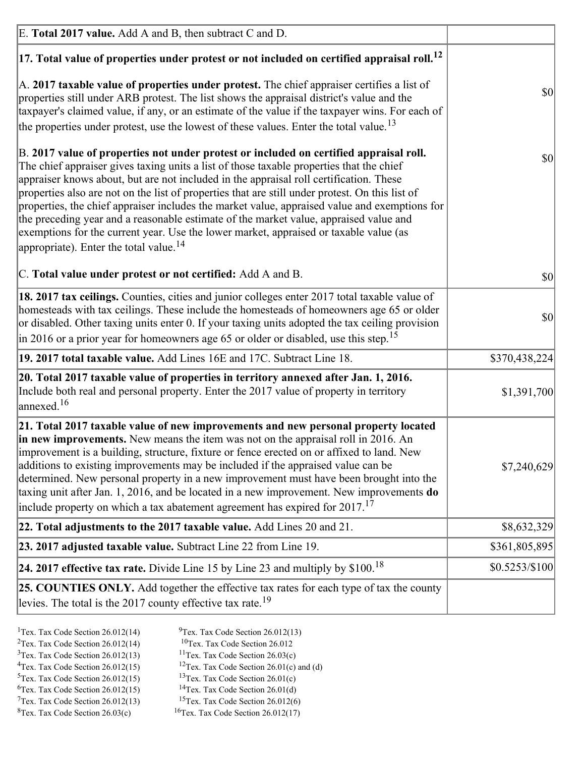| | |
|---|---|
| E. **Total 2017 value.** Add A and B, then subtract C and D. | |
| **17. Total value of properties under protest or not included on certified appraisal roll.**[12]<br><br>A. **2017 taxable value of properties under protest.** The chief appraiser certifies a list of properties still under ARB protest. The list shows the appraisal district's value and the taxpayer's claimed value, if any, or an estimate of the value if the taxpayer wins. For each of the properties under protest, use the lowest of these values. Enter the total value.[13]<br><br>B. **2017 value of properties not under protest or included on certified appraisal roll.** The chief appraiser gives taxing units a list of those taxable properties that the chief appraiser knows about, but are not included in the appraisal roll certification. These properties also are not on the list of properties that are still under protest. On this list of properties, the chief appraiser includes the market value, appraised value and exemptions for the preceding year and a reasonable estimate of the market value, appraised value and exemptions for the current year. Use the lower market, appraised or taxable value (as appropriate). Enter the total value.[14]<br><br>C. **Total value under protest or not certified:** Add A and B. | <br><br>$0<br><br>$0<br><br>$0 |
| **18. 2017 tax ceilings.** Counties, cities and junior colleges enter 2017 total taxable value of homesteads with tax ceilings. These include the homesteads of homeowners age 65 or older or disabled. Other taxing units enter 0. If your taxing units adopted the tax ceiling provision in 2016 or a prior year for homeowners age 65 or older or disabled, use this step.[15] | $0 |
| **19. 2017 total taxable value.** Add Lines 16E and 17C. Subtract Line 18. | $370,438,224 |
| **20. Total 2017 taxable value of properties in territory annexed after Jan. 1, 2016.** Include both real and personal property. Enter the 2017 value of property in territory annexed.[16] | $1,391,700 |
| **21. Total 2017 taxable value of new improvements and new personal property located in new improvements.** New means the item was not on the appraisal roll in 2016. An improvement is a building, structure, fixture or fence erected on or affixed to land. New additions to existing improvements may be included if the appraised value can be determined. New personal property in a new improvement must have been brought into the taxing unit after Jan. 1, 2016, and be located in a new improvement. New improvements **do** include property on which a tax abatement agreement has expired for 2017.[17] | $7,240,629 |
| **22. Total adjustments to the 2017 taxable value.** Add Lines 20 and 21. | $8,632,329 |
| **23. 2017 adjusted taxable value.** Subtract Line 22 from Line 19. | $361,805,895 |
| **24. 2017 effective tax rate.** Divide Line 15 by Line 23 and multiply by $100.[18] | $0.5253/$100 |
| **25. COUNTIES ONLY.** Add together the effective tax rates for each type of tax the county levies. The total is the 2017 county effective tax rate.[19] | |

[1]Tex. Tax Code Section 26.012(14)
[2]Tex. Tax Code Section 26.012(14)
[3]Tex. Tax Code Section 26.012(13)
[4]Tex. Tax Code Section 26.012(15)
[5]Tex. Tax Code Section 26.012(15)
[6]Tex. Tax Code Section 26.012(15)
[7]Tex. Tax Code Section 26.012(13)
[8]Tex. Tax Code Section 26.03(c)
[9]Tex. Tax Code Section 26.012(13)
[10]Tex. Tax Code Section 26.012
[11]Tex. Tax Code Section 26.03(c)
[12]Tex. Tax Code Section 26.01(c) and (d)
[13]Tex. Tax Code Section 26.01(c)
[14]Tex. Tax Code Section 26.01(d)
[15]Tex. Tax Code Section 26.012(6)
[16]Tex. Tax Code Section 26.012(17)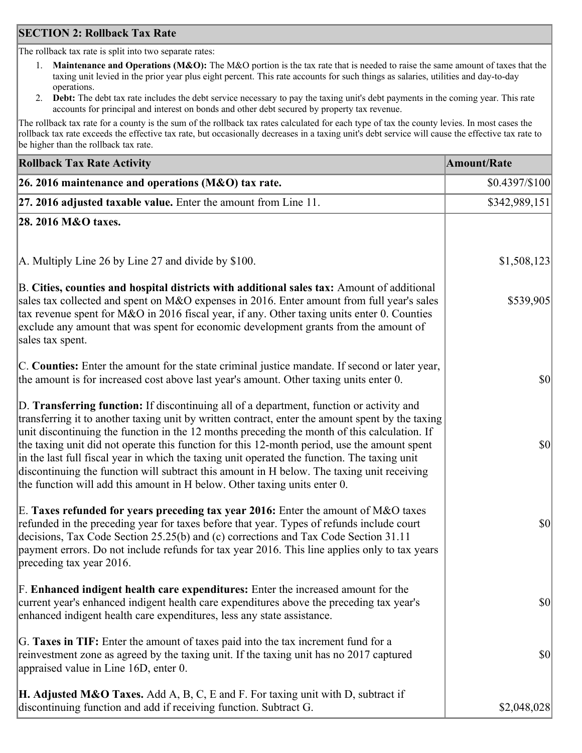## SECTION 2: Rollback Tax Rate

The rollback tax rate is split into two separate rates:

1. **Maintenance and Operations (M&O):** The M&O portion is the tax rate that is needed to raise the same amount of taxes that the taxing unit levied in the prior year plus eight percent. This rate accounts for such things as salaries, utilities and day-to-day operations.
2. **Debt:** The debt tax rate includes the debt service necessary to pay the taxing unit's debt payments in the coming year. This rate accounts for principal and interest on bonds and other debt secured by property tax revenue.

The rollback tax rate for a county is the sum of the rollback tax rates calculated for each type of tax the county levies. In most cases the rollback tax rate exceeds the effective tax rate, but occasionally decreases in a taxing unit's debt service will cause the effective tax rate to be higher than the rollback tax rate.

| Rollback Tax Rate Activity | Amount/Rate |
|---|---|
| **26. 2016 maintenance and operations (M&O) tax rate.** | $0.4397/$100 |
| **27. 2016 adjusted taxable value.** Enter the amount from Line 11. | $342,989,151 |
| **28. 2016 M&O taxes.** | |
| A. Multiply Line 26 by Line 27 and divide by $100. | $1,508,123 |
| B. **Cities, counties and hospital districts with additional sales tax:** Amount of additional sales tax collected and spent on M&O expenses in 2016. Enter amount from full year's sales tax revenue spent for M&O in 2016 fiscal year, if any. Other taxing units enter 0. Counties exclude any amount that was spent for economic development grants from the amount of sales tax spent. | $539,905 |
| C. **Counties:** Enter the amount for the state criminal justice mandate. If second or later year, the amount is for increased cost above last year's amount. Other taxing units enter 0. | $0 |
| D. **Transferring function:** If discontinuing all of a department, function or activity and transferring it to another taxing unit by written contract, enter the amount spent by the taxing unit discontinuing the function in the 12 months preceding the month of this calculation. If the taxing unit did not operate this function for this 12-month period, use the amount spent in the last full fiscal year in which the taxing unit operated the function. The taxing unit discontinuing the function will subtract this amount in H below. The taxing unit receiving the function will add this amount in H below. Other taxing units enter 0. | $0 |
| E. **Taxes refunded for years preceding tax year 2016:** Enter the amount of M&O taxes refunded in the preceding year for taxes before that year. Types of refunds include court decisions, Tax Code Section 25.25(b) and (c) corrections and Tax Code Section 31.11 payment errors. Do not include refunds for tax year 2016. This line applies only to tax years preceding tax year 2016. | $0 |
| F. **Enhanced indigent health care expenditures:** Enter the increased amount for the current year's enhanced indigent health care expenditures above the preceding tax year's enhanced indigent health care expenditures, less any state assistance. | $0 |
| G. **Taxes in TIF:** Enter the amount of taxes paid into the tax increment fund for a reinvestment zone as agreed by the taxing unit. If the taxing unit has no 2017 captured appraised value in Line 16D, enter 0. | $0 |
| **H. Adjusted M&O Taxes.** Add A, B, C, E and F. For taxing unit with D, subtract if discontinuing function and add if receiving function. Subtract G. | $2,048,028 |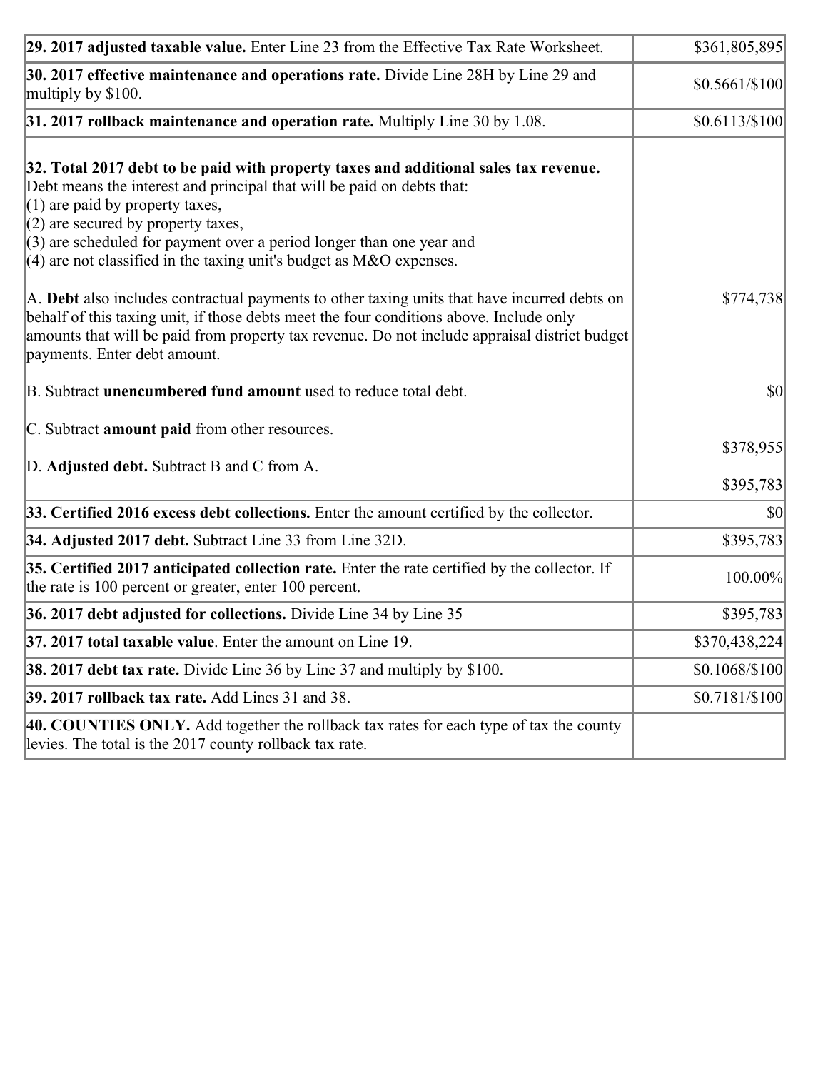| | |
|---|---|
| **29. 2017 adjusted taxable value.** Enter Line 23 from the Effective Tax Rate Worksheet. | $361,805,895 |
| **30. 2017 effective maintenance and operations rate.** Divide Line 28H by Line 29 and multiply by $100. | $0.5661/$100 |
| **31. 2017 rollback maintenance and operation rate.** Multiply Line 30 by 1.08. | $0.6113/$100 |
| **32. Total 2017 debt to be paid with property taxes and additional sales tax revenue.** Debt means the interest and principal that will be paid on debts that:<br>(1) are paid by property taxes,<br>(2) are secured by property taxes,<br>(3) are scheduled for payment over a period longer than one year and<br>(4) are not classified in the taxing unit's budget as M&O expenses.<br><br>A. **Debt** also includes contractual payments to other taxing units that have incurred debts on behalf of this taxing unit, if those debts meet the four conditions above. Include only amounts that will be paid from property tax revenue. Do not include appraisal district budget payments. Enter debt amount.<br><br>B. Subtract **unencumbered fund amount** used to reduce total debt.<br><br>C. Subtract **amount paid** from other resources.<br><br>D. **Adjusted debt.** Subtract B and C from A. | <br><br><br><br><br><br><br>$774,738<br><br><br><br>$0<br><br>$378,955<br><br>$395,783 |
| **33. Certified 2016 excess debt collections.** Enter the amount certified by the collector. | $0 |
| **34. Adjusted 2017 debt.** Subtract Line 33 from Line 32D. | $395,783 |
| **35. Certified 2017 anticipated collection rate.** Enter the rate certified by the collector. If the rate is 100 percent or greater, enter 100 percent. | 100.00% |
| **36. 2017 debt adjusted for collections.** Divide Line 34 by Line 35 | $395,783 |
| **37. 2017 total taxable value**. Enter the amount on Line 19. | $370,438,224 |
| **38. 2017 debt tax rate.** Divide Line 36 by Line 37 and multiply by $100. | $0.1068/$100 |
| **39. 2017 rollback tax rate.** Add Lines 31 and 38. | $0.7181/$100 |
| **40. COUNTIES ONLY.** Add together the rollback tax rates for each type of tax the county levies. The total is the 2017 county rollback tax rate. | |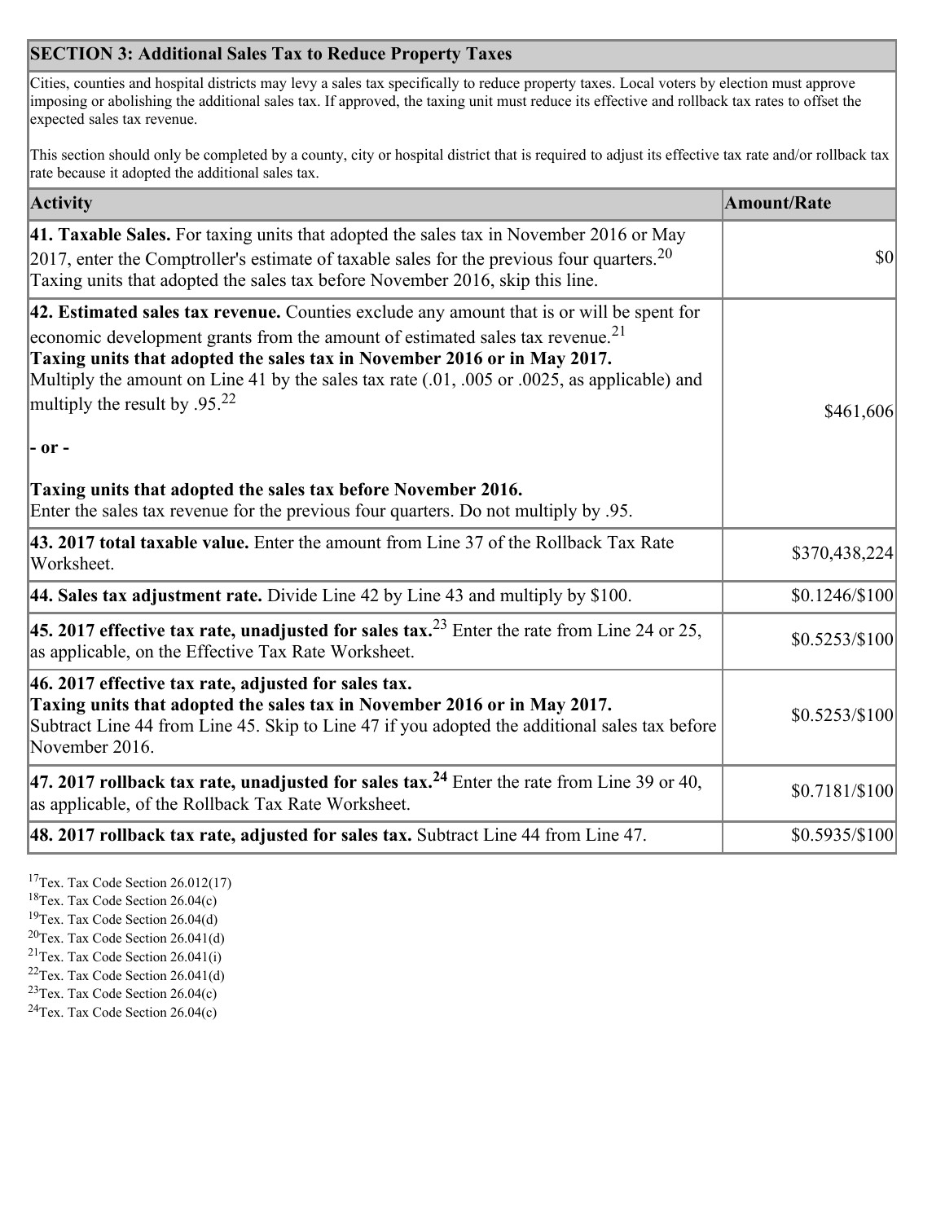## SECTION 3: Additional Sales Tax to Reduce Property Taxes

Cities, counties and hospital districts may levy a sales tax specifically to reduce property taxes. Local voters by election must approve imposing or abolishing the additional sales tax. If approved, the taxing unit must reduce its effective and rollback tax rates to offset the expected sales tax revenue.

This section should only be completed by a county, city or hospital district that is required to adjust its effective tax rate and/or rollback tax rate because it adopted the additional sales tax.

| Activity | Amount/Rate |
|---|---|
| **41. Taxable Sales.** For taxing units that adopted the sales tax in November 2016 or May 2017, enter the Comptroller's estimate of taxable sales for the previous four quarters.[20] Taxing units that adopted the sales tax before November 2016, skip this line. | $0 |
| **42. Estimated sales tax revenue.** Counties exclude any amount that is or will be spent for economic development grants from the amount of estimated sales tax revenue.[21] **Taxing units that adopted the sales tax in November 2016 or in May 2017.** Multiply the amount on Line 41 by the sales tax rate (.01, .005 or .0025, as applicable) and multiply the result by .95.[22] **- or -** **Taxing units that adopted the sales tax before November 2016.** Enter the sales tax revenue for the previous four quarters. Do not multiply by .95. | $461,606 |
| **43. 2017 total taxable value.** Enter the amount from Line 37 of the Rollback Tax Rate Worksheet. | $370,438,224 |
| **44. Sales tax adjustment rate.** Divide Line 42 by Line 43 and multiply by $100. | $0.1246/$100 |
| **45. 2017 effective tax rate, unadjusted for sales tax.**[23] Enter the rate from Line 24 or 25, as applicable, on the Effective Tax Rate Worksheet. | $0.5253/$100 |
| **46. 2017 effective tax rate, adjusted for sales tax.** **Taxing units that adopted the sales tax in November 2016 or in May 2017.** Subtract Line 44 from Line 45. Skip to Line 47 if you adopted the additional sales tax before November 2016. | $0.5253/$100 |
| **47. 2017 rollback tax rate, unadjusted for sales tax.**[24] Enter the rate from Line 39 or 40, as applicable, of the Rollback Tax Rate Worksheet. | $0.7181/$100 |
| **48. 2017 rollback tax rate, adjusted for sales tax.** Subtract Line 44 from Line 47. | $0.5935/$100 |

[17]Tex. Tax Code Section 26.012(17)
[18]Tex. Tax Code Section 26.04(c)
[19]Tex. Tax Code Section 26.04(d)
[20]Tex. Tax Code Section 26.041(d)
[21]Tex. Tax Code Section 26.041(i)
[22]Tex. Tax Code Section 26.041(d)
[23]Tex. Tax Code Section 26.04(c)
[24]Tex. Tax Code Section 26.04(c)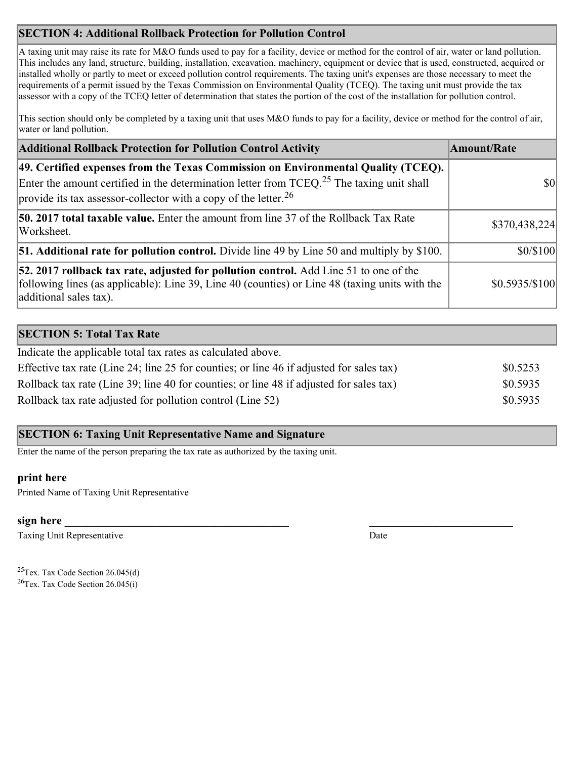## SECTION 4: Additional Rollback Protection for Pollution Control

A taxing unit may raise its rate for M&O funds used to pay for a facility, device or method for the control of air, water or land pollution. This includes any land, structure, building, installation, excavation, machinery, equipment or device that is used, constructed, acquired or installed wholly or partly to meet or exceed pollution control requirements. The taxing unit's expenses are those necessary to meet the requirements of a permit issued by the Texas Commission on Environmental Quality (TCEQ). The taxing unit must provide the tax assessor with a copy of the TCEQ letter of determination that states the portion of the cost of the installation for pollution control.

This section should only be completed by a taxing unit that uses M&O funds to pay for a facility, device or method for the control of air, water or land pollution.

| Additional Rollback Protection for Pollution Control Activity | Amount/Rate |
|---|---|
| **49. Certified expenses from the Texas Commission on Environmental Quality (TCEQ).** Enter the amount certified in the determination letter from TCEQ.[25] The taxing unit shall provide its tax assessor-collector with a copy of the letter.[26] | $0 |
| **50. 2017 total taxable value.** Enter the amount from line 37 of the Rollback Tax Rate Worksheet. | $370,438,224 |
| **51. Additional rate for pollution control.** Divide line 49 by Line 50 and multiply by $100. | $0/$100 |
| **52. 2017 rollback tax rate, adjusted for pollution control.** Add Line 51 to one of the following lines (as applicable): Line 39, Line 40 (counties) or Line 48 (taxing units with the additional sales tax). | $0.5935/$100 |

## SECTION 5: Total Tax Rate

Indicate the applicable total tax rates as calculated above.

| | |
|---|---|
| Effective tax rate (Line 24; line 25 for counties; or line 46 if adjusted for sales tax) | $0.5253 |
| Rollback tax rate (Line 39; line 40 for counties; or line 48 if adjusted for sales tax) | $0.5935 |
| Rollback tax rate adjusted for pollution control (Line 52) | $0.5935 |

## SECTION 6: Taxing Unit Representative Name and Signature

Enter the name of the person preparing the tax rate as authorized by the taxing unit.

**print here**

Printed Name of Taxing Unit Representative

**sign here** ________________________________________ ____________________________

Taxing Unit Representative Date

[25]Tex. Tax Code Section 26.045(d)
[26]Tex. Tax Code Section 26.045(i)